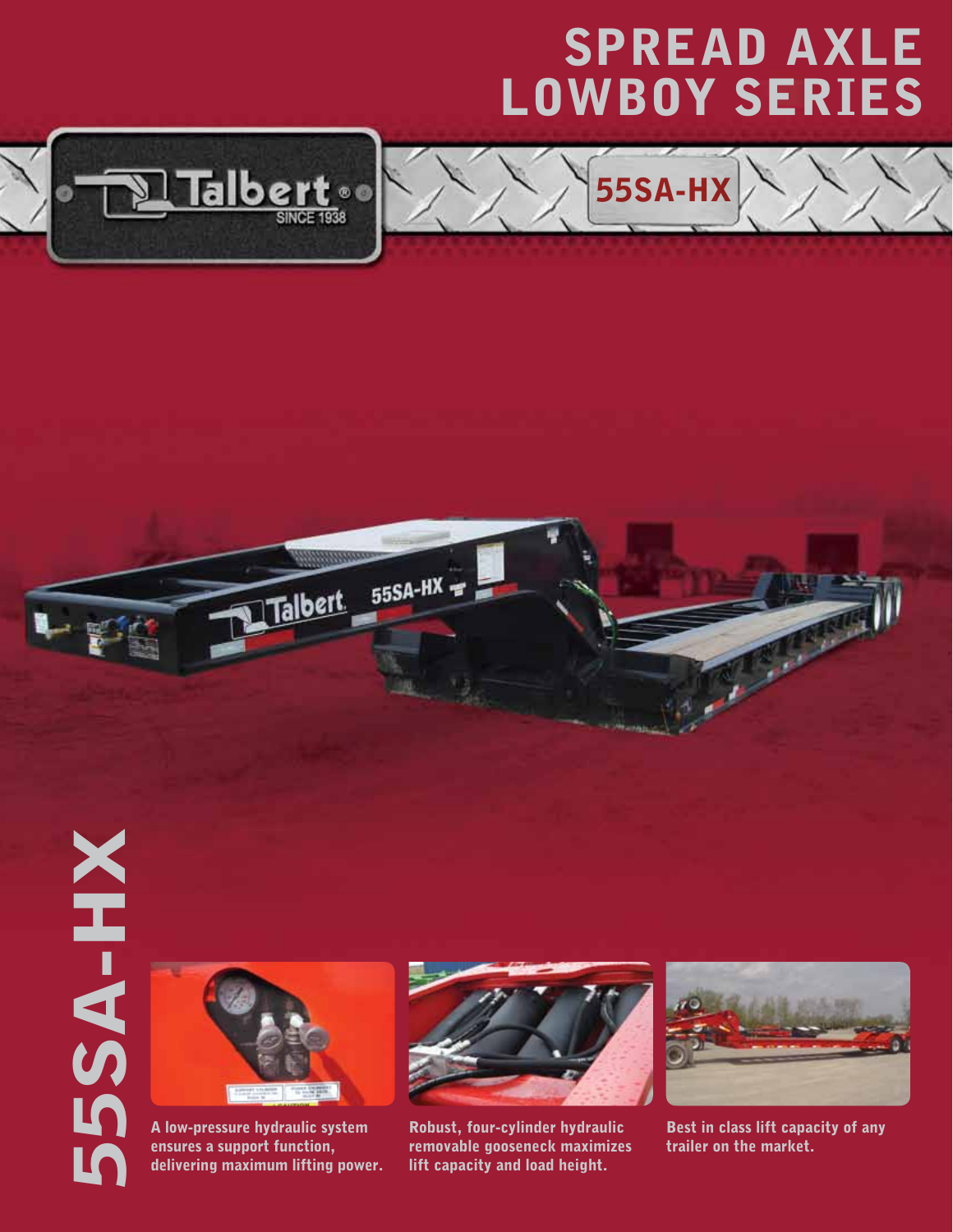# SPREAD AXLE LOWBOY SERIES

Talbert® SINCE 1938

## 55SA-HX

55SA-HX

A low-pressure hydraulic system ensures a support function, delivering maximum lifting power.

Robust, four-cylinder hydraulic removable gooseneck maximizes lift capacity and load height.

Best in class lift capacity of any trailer on the market.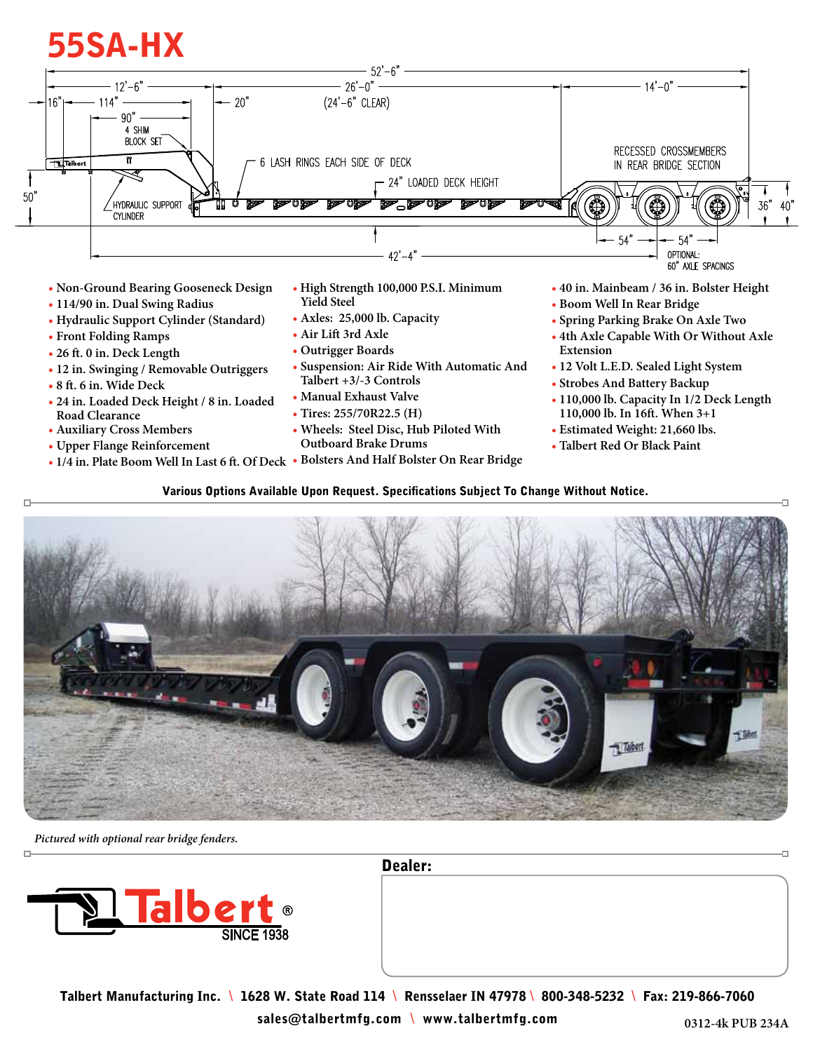# 55SA-HX

52'-6"
12'-6"
26'-0"
(24'-6" CLEAR)
14'-0"
16"
114"
20"
90"
4 SHIM BLOCK SET
6 LASH RINGS EACH SIDE OF DECK
24" LOADED DECK HEIGHT
RECESSED CROSSMEMBERS IN REAR BRIDGE SECTION
50"
HYDRAULIC SUPPORT CYLINDER
36"
40"
54"
54"
42'-4"
OPTIONAL: 60" AXLE SPACINGS

- Non-Ground Bearing Gooseneck Design
- 114/90 in. Dual Swing Radius
- Hydraulic Support Cylinder (Standard)
- Front Folding Ramps
- 26 ft. 0 in. Deck Length
- 12 in. Swinging / Removable Outriggers
- 8 ft. 6 in. Wide Deck
- 24 in. Loaded Deck Height / 8 in. Loaded Road Clearance
- Auxiliary Cross Members
- Upper Flange Reinforcement
- 1/4 in. Plate Boom Well In Last 6 ft. Of Deck
- High Strength 100,000 P.S.I. Minimum Yield Steel
- Axles: 25,000 lb. Capacity
- Air Lift 3rd Axle
- Outrigger Boards
- Suspension: Air Ride With Automatic And Talbert +3/-3 Controls
- Manual Exhaust Valve
- Tires: 255/70R22.5 (H)
- Wheels: Steel Disc, Hub Piloted With Outboard Brake Drums
- Bolsters And Half Bolster On Rear Bridge
- 40 in. Mainbeam / 36 in. Bolster Height
- Boom Well In Rear Bridge
- Spring Parking Brake On Axle Two
- 4th Axle Capable With Or Without Axle Extension
- 12 Volt L.E.D. Sealed Light System
- Strobes And Battery Backup
- 110,000 lb. Capacity In 1/2 Deck Length 110,000 lb. In 16ft. When 3+1
- Estimated Weight: 21,660 lbs.
- Talbert Red Or Black Paint

**Various Options Available Upon Request. Specifications Subject To Change Without Notice.**

*Pictured with optional rear bridge fenders.*

Talbert® SINCE 1938

**Dealer:**

**Talbert Manufacturing Inc. \ 1628 W. State Road 114 \ Rensselaer IN 47978 \ 800-348-5232 \ Fax: 219-866-7060**

**sales@talbertmfg.com \ www.talbertmfg.com**

0312-4k PUB 234A